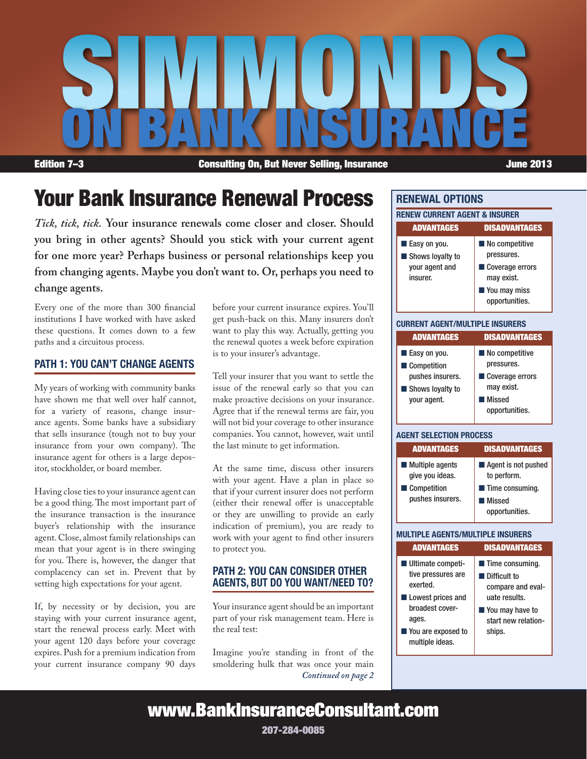# SIMMONDS ON BANK INSURANCE

**Edition 7–3** | **Consulting On, But Never Selling, Insurance** | **June 2013**

## Your Bank Insurance Renewal Process

***Tick, tick, tick.*** **Your insurance renewals come closer and closer. Should you bring in other agents? Should you stick with your current agent for one more year? Perhaps business or personal relationships keep you from changing agents. Maybe you don't want to. Or, perhaps you need to change agents.**

Every one of the more than 300 financial institutions I have worked with have asked these questions. It comes down to a few paths and a circuitous process.

### PATH 1: YOU CAN'T CHANGE AGENTS

My years of working with community banks have shown me that well over half cannot, for a variety of reasons, change insurance agents. Some banks have a subsidiary that sells insurance (tough not to buy your insurance from your own company). The insurance agent for others is a large depositor, stockholder, or board member.

Having close ties to your insurance agent can be a good thing. The most important part of the insurance transaction is the insurance buyer's relationship with the insurance agent. Close, almost family relationships can mean that your agent is in there swinging for you. There is, however, the danger that complacency can set in. Prevent that by setting high expectations for your agent.

If, by necessity or by decision, you are staying with your current insurance agent, start the renewal process early. Meet with your agent 120 days before your coverage expires. Push for a premium indication from your current insurance company 90 days before your current insurance expires. You'll get push-back on this. Many insurers don't want to play this way. Actually, getting you the renewal quotes a week before expiration is to your insurer's advantage.

Tell your insurer that you want to settle the issue of the renewal early so that you can make proactive decisions on your insurance. Agree that if the renewal terms are fair, you will not bid your coverage to other insurance companies. You cannot, however, wait until the last minute to get information.

At the same time, discuss other insurers with your agent. Have a plan in place so that if your current insurer does not perform (either their renewal offer is unacceptable or they are unwilling to provide an early indication of premium), you are ready to work with your agent to find other insurers to protect you.

### PATH 2: YOU CAN CONSIDER OTHER AGENTS, BUT DO YOU WANT/NEED TO?

Your insurance agent should be an important part of your risk management team. Here is the real test:

Imagine you're standing in front of the smoldering hulk that was once your main

*Continued on page 2*

---

## RENEWAL OPTIONS

### RENEW CURRENT AGENT & INSURER

| ADVANTAGES | DISADVANTAGES |
|---|---|
| Easy on you. | No competitive pressures. |
| Shows loyalty to your agent and insurer. | Coverage errors may exist. |
| | You may miss opportunities. |

### CURRENT AGENT/MULTIPLE INSURERS

| ADVANTAGES | DISADVANTAGES |
|---|---|
| Easy on you. | No competitive pressures. |
| Competition pushes insurers. | Coverage errors may exist. |
| Shows loyalty to your agent. | Missed opportunities. |

### AGENT SELECTION PROCESS

| ADVANTAGES | DISADVANTAGES |
|---|---|
| Multiple agents give you ideas. | Agent is not pushed to perform. |
| Competition pushes insurers. | Time consuming. |
| | Missed opportunities. |

### MULTIPLE AGENTS/MULTIPLE INSURERS

| ADVANTAGES | DISADVANTAGES |
|---|---|
| Ultimate competitive pressures are exerted. | Time consuming. |
| Lowest prices and broadest coverages. | Difficult to compare and evaluate results. |
| You are exposed to multiple ideas. | You may have to start new relationships. |

---

**www.BankInsuranceConsultant.com**

**207-284-0085**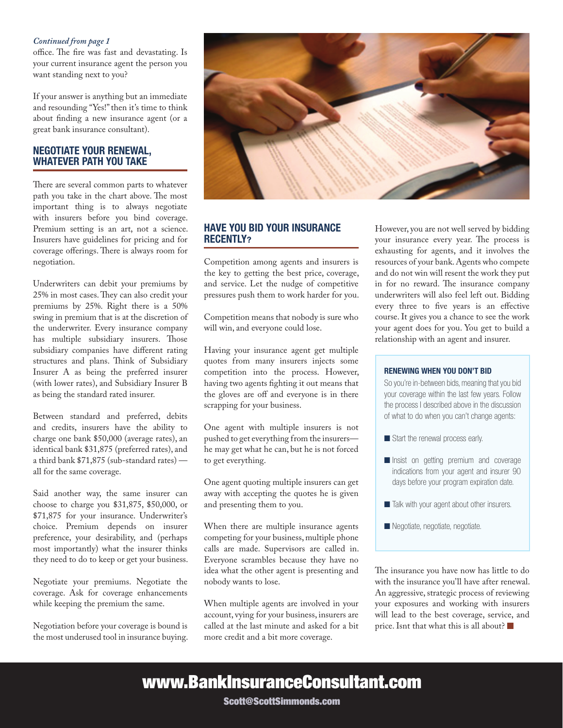*Continued from page 1*

office. The fire was fast and devastating. Is your current insurance agent the person you want standing next to you?

If your answer is anything but an immediate and resounding "Yes!" then it's time to think about finding a new insurance agent (or a great bank insurance consultant).

## NEGOTIATE YOUR RENEWAL, WHATEVER PATH YOU TAKE

There are several common parts to whatever path you take in the chart above. The most important thing is to always negotiate with insurers before you bind coverage. Premium setting is an art, not a science. Insurers have guidelines for pricing and for coverage offerings. There is always room for negotiation.

Underwriters can debit your premiums by 25% in most cases. They can also credit your premiums by 25%. Right there is a 50% swing in premium that is at the discretion of the underwriter. Every insurance company has multiple subsidiary insurers. Those subsidiary companies have different rating structures and plans. Think of Subsidiary Insurer A as being the preferred insurer (with lower rates), and Subsidiary Insurer B as being the standard rated insurer.

Between standard and preferred, debits and credits, insurers have the ability to charge one bank $50,000 (average rates), an identical bank $31,875 (preferred rates), and a third bank $71,875 (sub-standard rates) — all for the same coverage.

Said another way, the same insurer can choose to charge you $31,875, $50,000, or $71,875 for your insurance. Underwriter's choice. Premium depends on insurer preference, your desirability, and (perhaps most importantly) what the insurer thinks they need to do to keep or get your business.

Negotiate your premiums. Negotiate the coverage. Ask for coverage enhancements while keeping the premium the same.

Negotiation before your coverage is bound is the most underused tool in insurance buying.

## HAVE YOU BID YOUR INSURANCE RECENTLY?

Competition among agents and insurers is the key to getting the best price, coverage, and service. Let the nudge of competitive pressures push them to work harder for you.

Competition means that nobody is sure who will win, and everyone could lose.

Having your insurance agent get multiple quotes from many insurers injects some competition into the process. However, having two agents fighting it out means that the gloves are off and everyone is in there scrapping for your business.

One agent with multiple insurers is not pushed to get everything from the insurers—he may get what he can, but he is not forced to get everything.

One agent quoting multiple insurers can get away with accepting the quotes he is given and presenting them to you.

When there are multiple insurance agents competing for your business, multiple phone calls are made. Supervisors are called in. Everyone scrambles because they have no idea what the other agent is presenting and nobody wants to lose.

When multiple agents are involved in your account, vying for your business, insurers are called at the last minute and asked for a bit more credit and a bit more coverage.

However, you are not well served by bidding your insurance every year. The process is exhausting for agents, and it involves the resources of your bank. Agents who compete and do not win will resent the work they put in for no reward. The insurance company underwriters will also feel left out. Bidding every three to five years is an effective course. It gives you a chance to see the work your agent does for you. You get to build a relationship with an agent and insurer.

### RENEWING WHEN YOU DON'T BID

So you're in-between bids, meaning that you bid your coverage within the last few years. Follow the process I described above in the discussion of what to do when you can't change agents:

- Start the renewal process early.
- Insist on getting premium and coverage indications from your agent and insurer 90 days before your program expiration date.
- Talk with your agent about other insurers.
- Negotiate, negotiate, negotiate.

The insurance you have now has little to do with the insurance you'll have after renewal. An aggressive, strategic process of reviewing your exposures and working with insurers will lead to the best coverage, service, and price. Isnt that what this is all about? ■

**www.BankInsuranceConsultant.com**

**Scott@ScottSimmonds.com**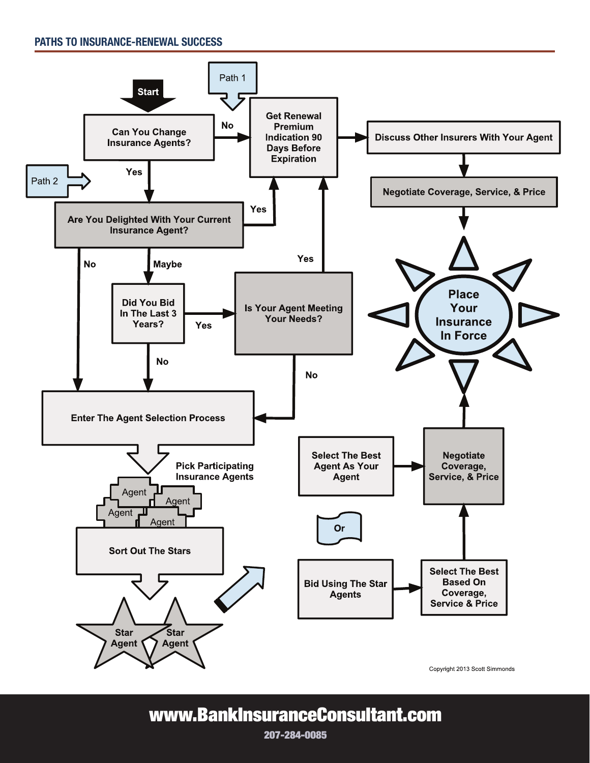## PATHS TO INSURANCE-RENEWAL SUCCESS

Start

Can You Change Insurance Agents?

No → Path 1 → Get Renewal Premium Indication 90 Days Before Expiration → Discuss Other Insurers With Your Agent → Negotiate Coverage, Service, & Price → Place Your Insurance In Force

Yes → Path 2 → Are You Delighted With Your Current Insurance Agent?

- Yes → Get Renewal Premium Indication 90 Days Before Expiration
- No → Enter The Agent Selection Process
- Maybe → Did You Bid In The Last 3 Years?
  - Yes → Is Your Agent Meeting Your Needs?
    - Yes → Get Renewal Premium Indication 90 Days Before Expiration
    - No → Enter The Agent Selection Process
  - No → Enter The Agent Selection Process

Enter The Agent Selection Process → Pick Participating Insurance Agents (Agent, Agent, Agent, Agent) → Sort Out The Stars → Star Agent, Star Agent

- Select The Best Agent As Your Agent → Negotiate Coverage, Service, & Price → Place Your Insurance In Force

Or

- Bid Using The Star Agents → Select The Best Based On Coverage, Service & Price → Negotiate Coverage, Service, & Price → Place Your Insurance In Force

Copyright 2013 Scott Simmonds

**www.BankInsuranceConsultant.com**

207-284-0085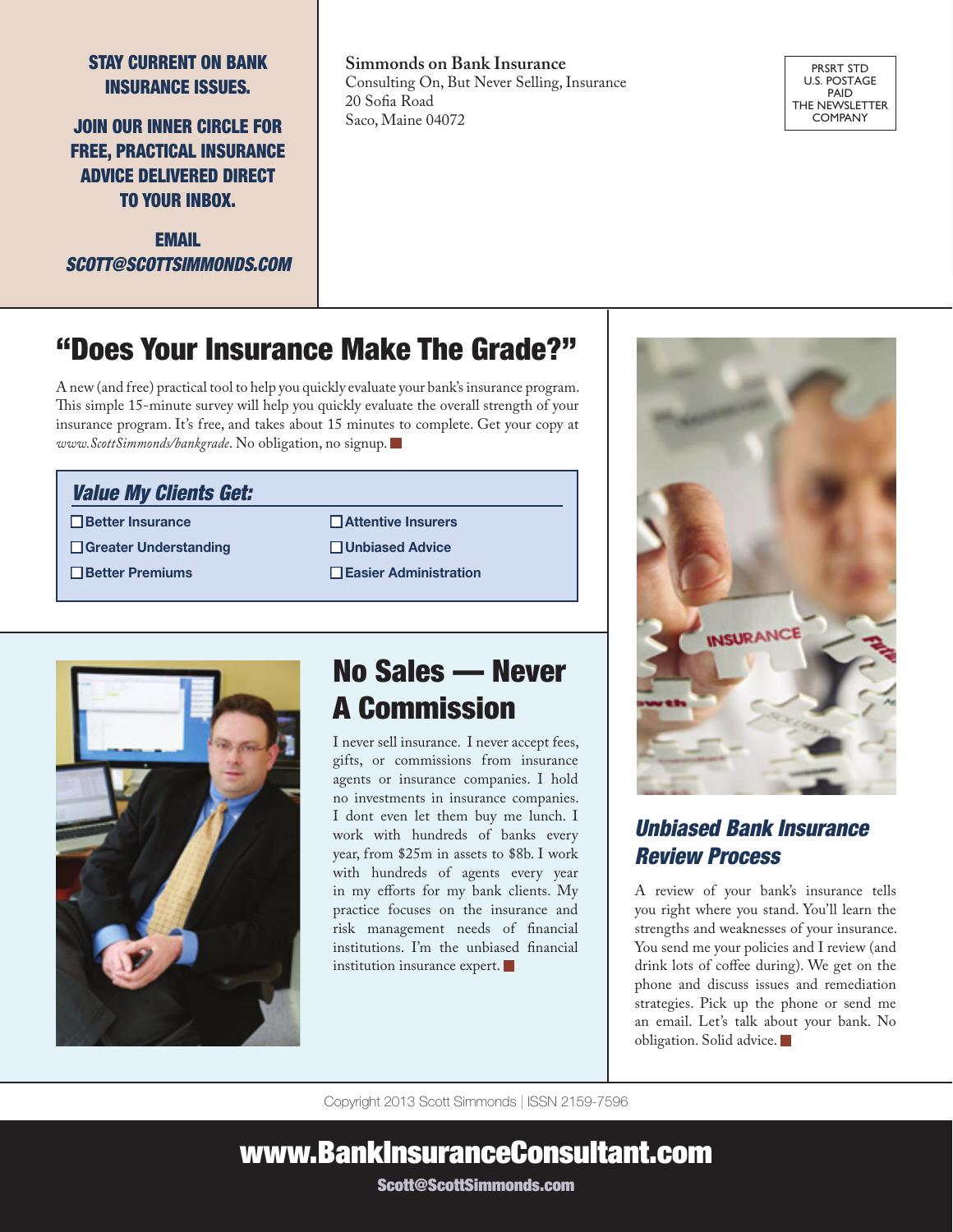**STAY CURRENT ON BANK INSURANCE ISSUES.**

**JOIN OUR INNER CIRCLE FOR FREE, PRACTICAL INSURANCE ADVICE DELIVERED DIRECT TO YOUR INBOX.**

**EMAIL**
***SCOTT@SCOTTSIMMONDS.COM***

**Simmonds on Bank Insurance**
Consulting On, But Never Selling, Insurance
20 Sofia Road
Saco, Maine 04072

PRSRT STD
U.S. POSTAGE
PAID
THE NEWSLETTER
COMPANY

## "Does Your Insurance Make The Grade?"

A new (and free) practical tool to help you quickly evaluate your bank's insurance program. This simple 15-minute survey will help you quickly evaluate the overall strength of your insurance program. It's free, and takes about 15 minutes to complete. Get your copy at *www.ScottSimmonds/bankgrade*. No obligation, no signup.

### *Value My Clients Get:*

- ☐ Better Insurance
- ☐ Greater Understanding
- ☐ Better Premiums
- ☐ Attentive Insurers
- ☐ Unbiased Advice
- ☐ Easier Administration

## No Sales — Never A Commission

I never sell insurance. I never accept fees, gifts, or commissions from insurance agents or insurance companies. I hold no investments in insurance companies. I dont even let them buy me lunch. I work with hundreds of banks every year, from $25m in assets to $8b. I work with hundreds of agents every year in my efforts for my bank clients. My practice focuses on the insurance and risk management needs of financial institutions. I'm the unbiased financial institution insurance expert.

## *Unbiased Bank Insurance Review Process*

A review of your bank's insurance tells you right where you stand. You'll learn the strengths and weaknesses of your insurance. You send me your policies and I review (and drink lots of coffee during). We get on the phone and discuss issues and remediation strategies. Pick up the phone or send me an email. Let's talk about your bank. No obligation. Solid advice.

Copyright 2013 Scott Simmonds | ISSN 2159-7596

**www.BankInsuranceConsultant.com**

**Scott@ScottSimmonds.com**